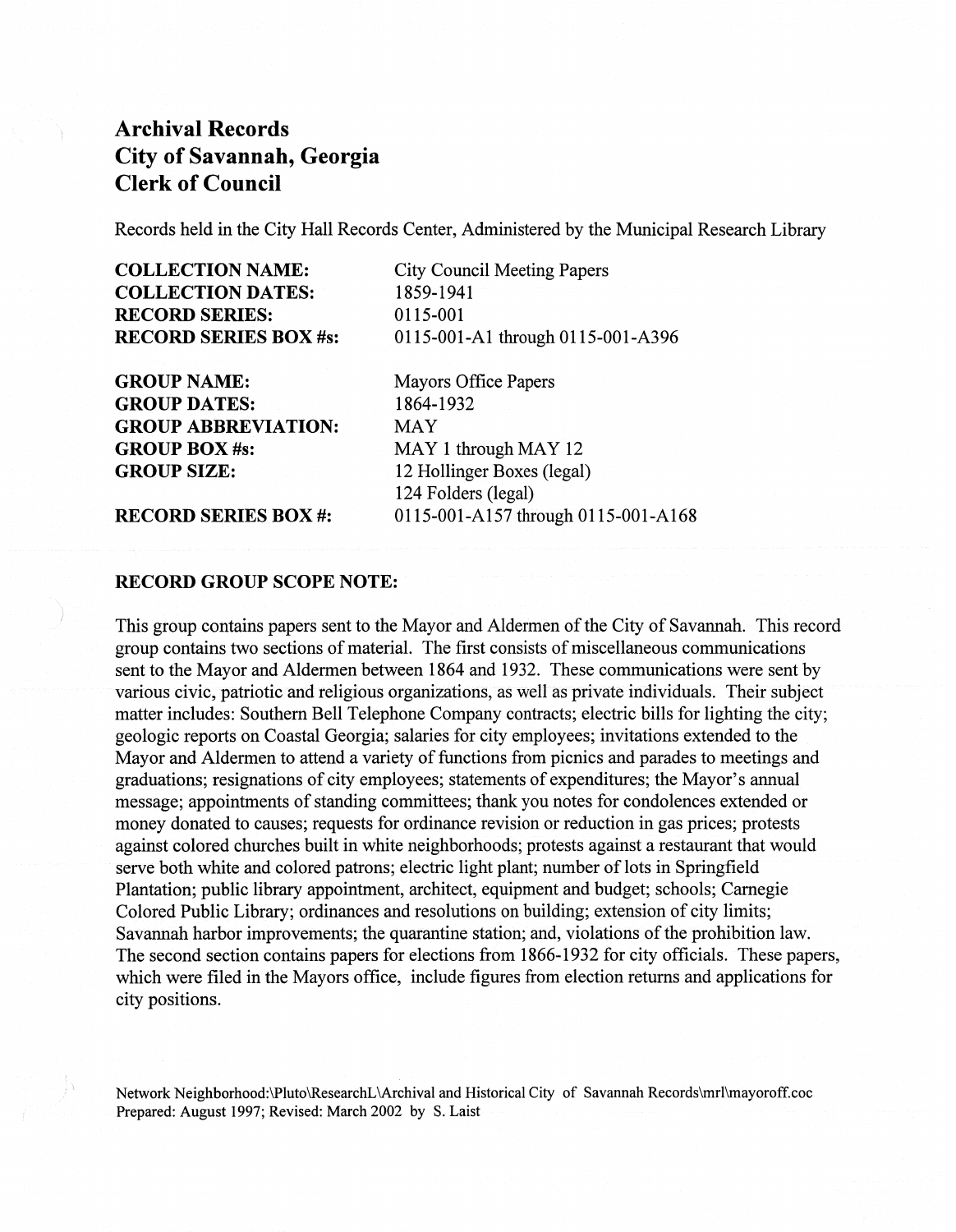# Archival Records
# City of Savannah, Georgia
# Clerk of Council

Records held in the City Hall Records Center, Administered by the Municipal Research Library

| | |
|---|---|
| **COLLECTION NAME:** | City Council Meeting Papers |
| **COLLECTION DATES:** | 1859-1941 |
| **RECORD SERIES:** | 0115-001 |
| **RECORD SERIES BOX #s:** | 0115-001-A1 through 0115-001-A396 |

| | |
|---|---|
| **GROUP NAME:** | Mayors Office Papers |
| **GROUP DATES:** | 1864-1932 |
| **GROUP ABBREVIATION:** | MAY |
| **GROUP BOX #s:** | MAY 1 through MAY 12 |
| **GROUP SIZE:** | 12 Hollinger Boxes (legal)<br>124 Folders (legal) |
| **RECORD SERIES BOX #:** | 0115-001-A157 through 0115-001-A168 |

**RECORD GROUP SCOPE NOTE:**

This group contains papers sent to the Mayor and Aldermen of the City of Savannah. This record group contains two sections of material. The first consists of miscellaneous communications sent to the Mayor and Aldermen between 1864 and 1932. These communications were sent by various civic, patriotic and religious organizations, as well as private individuals. Their subject matter includes: Southern Bell Telephone Company contracts; electric bills for lighting the city; geologic reports on Coastal Georgia; salaries for city employees; invitations extended to the Mayor and Aldermen to attend a variety of functions from picnics and parades to meetings and graduations; resignations of city employees; statements of expenditures; the Mayor's annual message; appointments of standing committees; thank you notes for condolences extended or money donated to causes; requests for ordinance revision or reduction in gas prices; protests against colored churches built in white neighborhoods; protests against a restaurant that would serve both white and colored patrons; electric light plant; number of lots in Springfield Plantation; public library appointment, architect, equipment and budget; schools; Carnegie Colored Public Library; ordinances and resolutions on building; extension of city limits; Savannah harbor improvements; the quarantine station; and, violations of the prohibition law. The second section contains papers for elections from 1866-1932 for city officials. These papers, which were filed in the Mayors office, include figures from election returns and applications for city positions.

Network Neighborhood:\Pluto\ResearchL\Archival and Historical City of Savannah Records\mrl\mayoroff.coc
Prepared: August 1997; Revised: March 2002 by S. Laist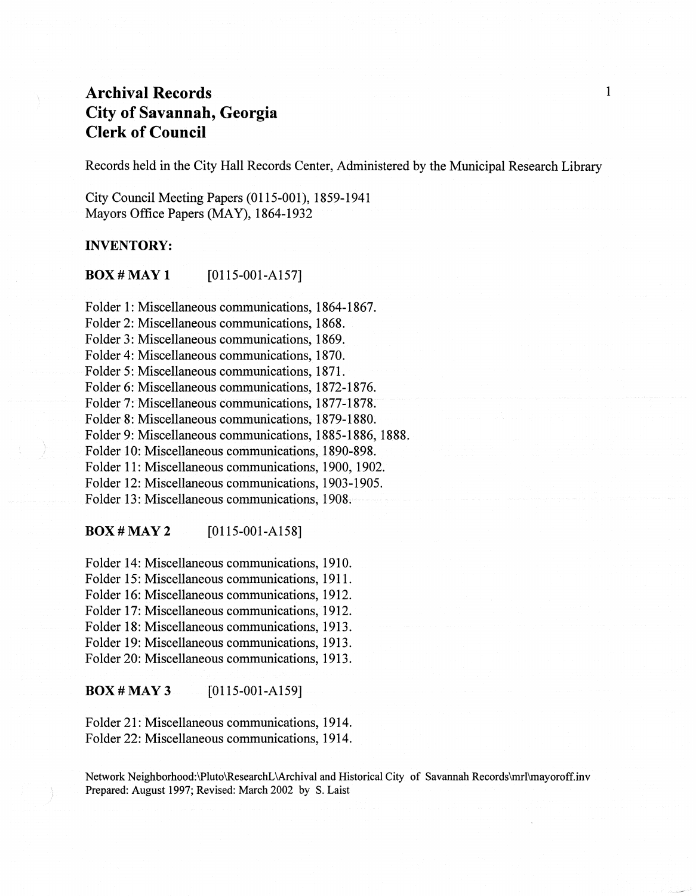# Archival Records
# City of Savannah, Georgia
# Clerk of Council

Records held in the City Hall Records Center, Administered by the Municipal Research Library

City Council Meeting Papers (0115-001), 1859-1941
Mayors Office Papers (MAY), 1864-1932

**INVENTORY:**

**BOX # MAY 1** [0115-001-A157]

Folder 1: Miscellaneous communications, 1864-1867.
Folder 2: Miscellaneous communications, 1868.
Folder 3: Miscellaneous communications, 1869.
Folder 4: Miscellaneous communications, 1870.
Folder 5: Miscellaneous communications, 1871.
Folder 6: Miscellaneous communications, 1872-1876.
Folder 7: Miscellaneous communications, 1877-1878.
Folder 8: Miscellaneous communications, 1879-1880.
Folder 9: Miscellaneous communications, 1885-1886, 1888.
Folder 10: Miscellaneous communications, 1890-898.
Folder 11: Miscellaneous communications, 1900, 1902.
Folder 12: Miscellaneous communications, 1903-1905.
Folder 13: Miscellaneous communications, 1908.

**BOX # MAY 2** [0115-001-A158]

Folder 14: Miscellaneous communications, 1910.
Folder 15: Miscellaneous communications, 1911.
Folder 16: Miscellaneous communications, 1912.
Folder 17: Miscellaneous communications, 1912.
Folder 18: Miscellaneous communications, 1913.
Folder 19: Miscellaneous communications, 1913.
Folder 20: Miscellaneous communications, 1913.

**BOX # MAY 3** [0115-001-A159]

Folder 21: Miscellaneous communications, 1914.
Folder 22: Miscellaneous communications, 1914.

Network Neighborhood:\Pluto\ResearchL\Archival and Historical City of Savannah Records\mrl\mayoroff.inv
Prepared: August 1997; Revised: March 2002 by S. Laist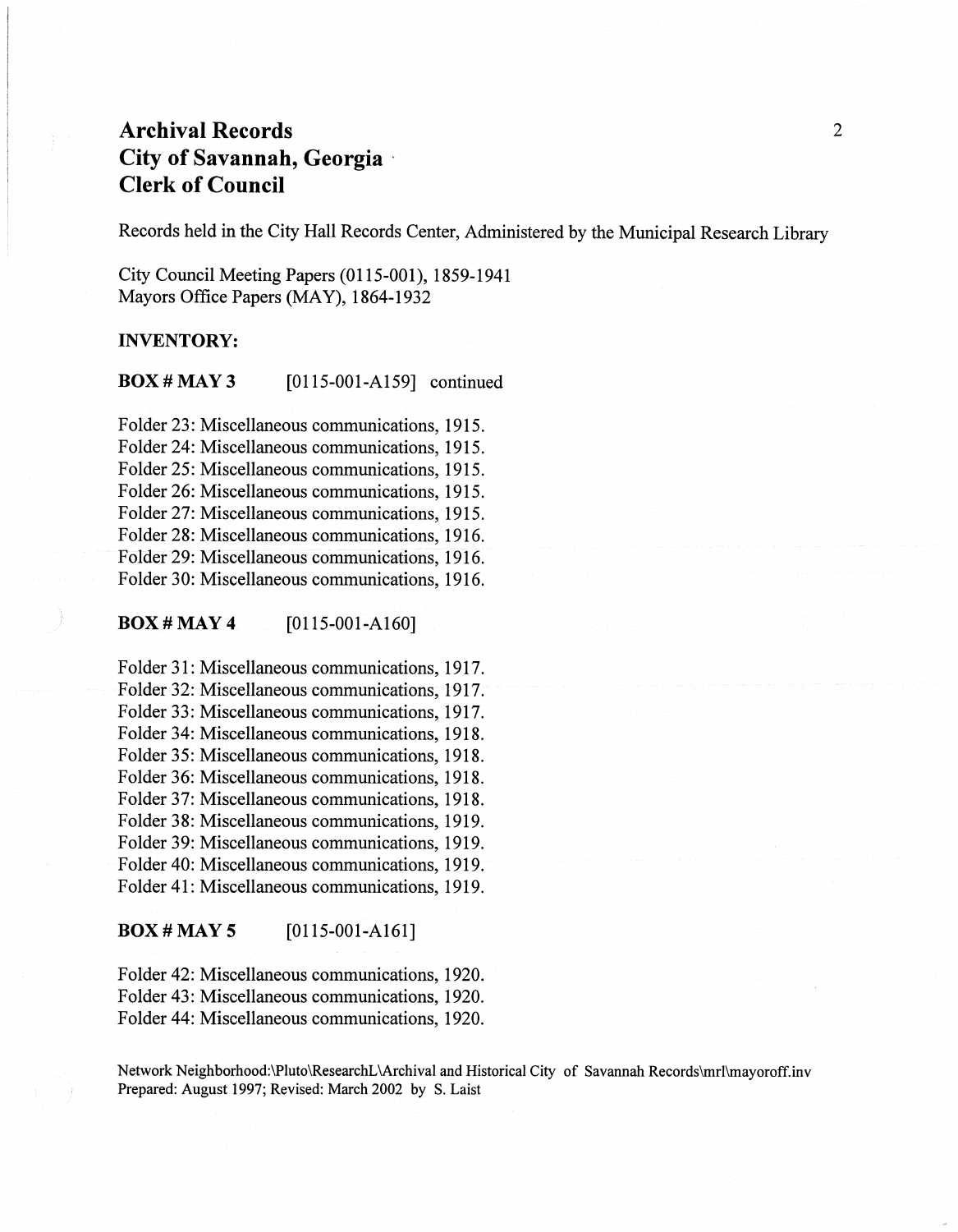# Archival Records
# City of Savannah, Georgia
# Clerk of Council

Records held in the City Hall Records Center, Administered by the Municipal Research Library

City Council Meeting Papers (0115-001), 1859-1941
Mayors Office Papers (MAY), 1864-1932

**INVENTORY:**

**BOX # MAY 3** [0115-001-A159] continued

Folder 23: Miscellaneous communications, 1915.
Folder 24: Miscellaneous communications, 1915.
Folder 25: Miscellaneous communications, 1915.
Folder 26: Miscellaneous communications, 1915.
Folder 27: Miscellaneous communications, 1915.
Folder 28: Miscellaneous communications, 1916.
Folder 29: Miscellaneous communications, 1916.
Folder 30: Miscellaneous communications, 1916.

**BOX # MAY 4** [0115-001-A160]

Folder 31: Miscellaneous communications, 1917.
Folder 32: Miscellaneous communications, 1917.
Folder 33: Miscellaneous communications, 1917.
Folder 34: Miscellaneous communications, 1918.
Folder 35: Miscellaneous communications, 1918.
Folder 36: Miscellaneous communications, 1918.
Folder 37: Miscellaneous communications, 1918.
Folder 38: Miscellaneous communications, 1919.
Folder 39: Miscellaneous communications, 1919.
Folder 40: Miscellaneous communications, 1919.
Folder 41: Miscellaneous communications, 1919.

**BOX # MAY 5** [0115-001-A161]

Folder 42: Miscellaneous communications, 1920.
Folder 43: Miscellaneous communications, 1920.
Folder 44: Miscellaneous communications, 1920.

Network Neighborhood:\Pluto\ResearchL\Archival and Historical City of Savannah Records\mrl\mayoroff.inv
Prepared: August 1997; Revised: March 2002 by S. Laist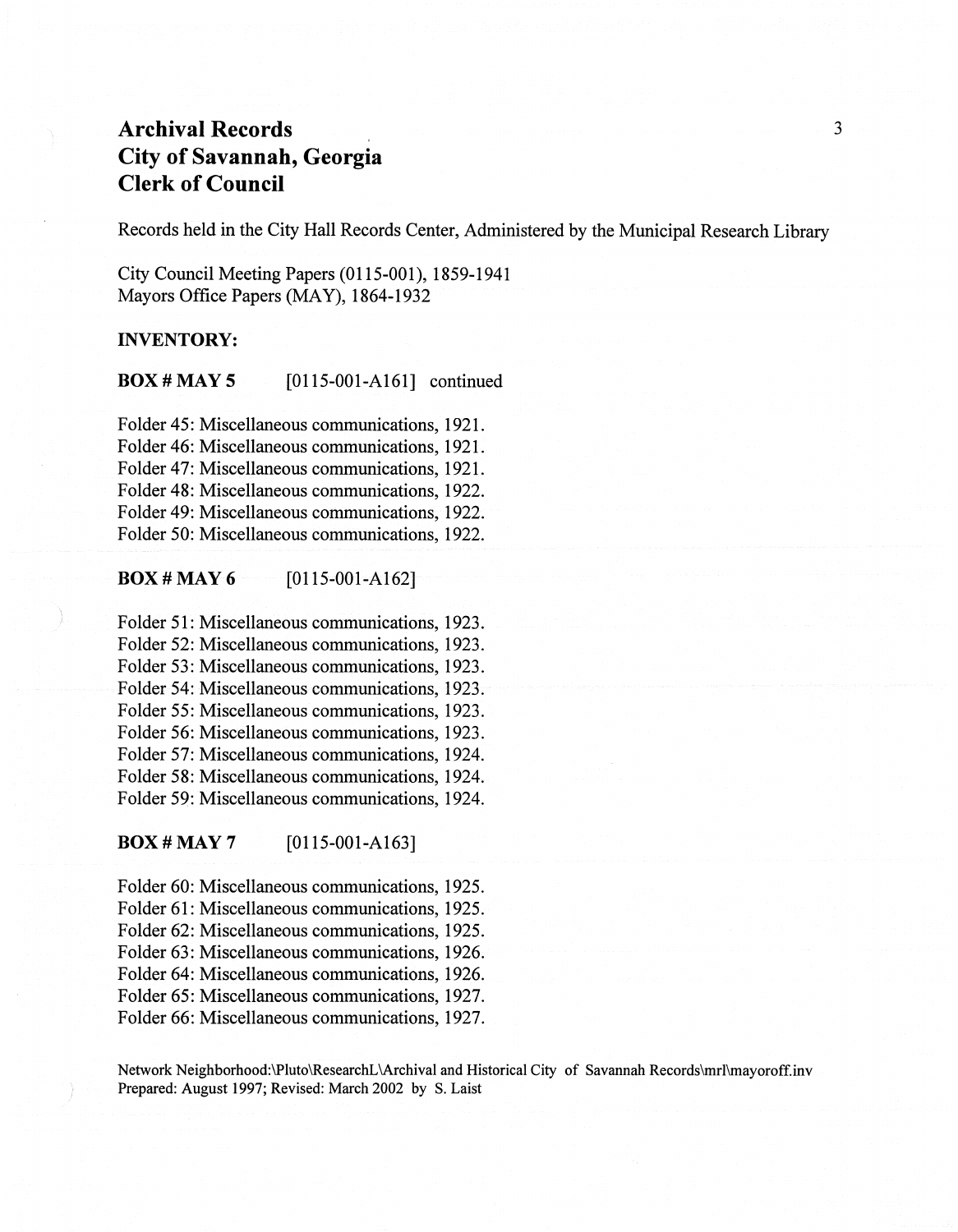# Archival Records
# City of Savannah, Georgia
# Clerk of Council

Records held in the City Hall Records Center, Administered by the Municipal Research Library

City Council Meeting Papers (0115-001), 1859-1941
Mayors Office Papers (MAY), 1864-1932

**INVENTORY:**

**BOX # MAY 5** [0115-001-A161] continued

Folder 45: Miscellaneous communications, 1921.
Folder 46: Miscellaneous communications, 1921.
Folder 47: Miscellaneous communications, 1921.
Folder 48: Miscellaneous communications, 1922.
Folder 49: Miscellaneous communications, 1922.
Folder 50: Miscellaneous communications, 1922.

**BOX # MAY 6** [0115-001-A162]

Folder 51: Miscellaneous communications, 1923.
Folder 52: Miscellaneous communications, 1923.
Folder 53: Miscellaneous communications, 1923.
Folder 54: Miscellaneous communications, 1923.
Folder 55: Miscellaneous communications, 1923.
Folder 56: Miscellaneous communications, 1923.
Folder 57: Miscellaneous communications, 1924.
Folder 58: Miscellaneous communications, 1924.
Folder 59: Miscellaneous communications, 1924.

**BOX # MAY 7** [0115-001-A163]

Folder 60: Miscellaneous communications, 1925.
Folder 61: Miscellaneous communications, 1925.
Folder 62: Miscellaneous communications, 1925.
Folder 63: Miscellaneous communications, 1926.
Folder 64: Miscellaneous communications, 1926.
Folder 65: Miscellaneous communications, 1927.
Folder 66: Miscellaneous communications, 1927.

Network Neighborhood:\Pluto\ResearchL\Archival and Historical City of Savannah Records\mrl\mayoroff.inv
Prepared: August 1997; Revised: March 2002 by S. Laist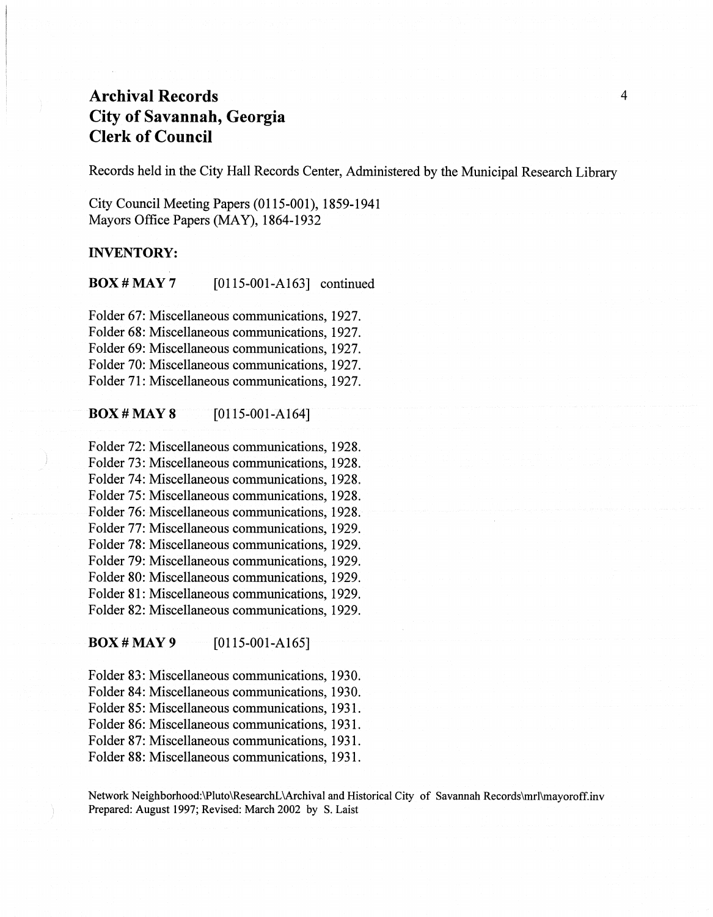# Archival Records
# City of Savannah, Georgia
# Clerk of Council

Records held in the City Hall Records Center, Administered by the Municipal Research Library

City Council Meeting Papers (0115-001), 1859-1941
Mayors Office Papers (MAY), 1864-1932

**INVENTORY:**

**BOX # MAY 7** [0115-001-A163] continued

Folder 67: Miscellaneous communications, 1927.
Folder 68: Miscellaneous communications, 1927.
Folder 69: Miscellaneous communications, 1927.
Folder 70: Miscellaneous communications, 1927.
Folder 71: Miscellaneous communications, 1927.

**BOX # MAY 8** [0115-001-A164]

Folder 72: Miscellaneous communications, 1928.
Folder 73: Miscellaneous communications, 1928.
Folder 74: Miscellaneous communications, 1928.
Folder 75: Miscellaneous communications, 1928.
Folder 76: Miscellaneous communications, 1928.
Folder 77: Miscellaneous communications, 1929.
Folder 78: Miscellaneous communications, 1929.
Folder 79: Miscellaneous communications, 1929.
Folder 80: Miscellaneous communications, 1929.
Folder 81: Miscellaneous communications, 1929.
Folder 82: Miscellaneous communications, 1929.

**BOX # MAY 9** [0115-001-A165]

Folder 83: Miscellaneous communications, 1930.
Folder 84: Miscellaneous communications, 1930.
Folder 85: Miscellaneous communications, 1931.
Folder 86: Miscellaneous communications, 1931.
Folder 87: Miscellaneous communications, 1931.
Folder 88: Miscellaneous communications, 1931.

Network Neighborhood:\Pluto\ResearchL\Archival and Historical City of Savannah Records\mrl\mayoroff.inv
Prepared: August 1997; Revised: March 2002 by S. Laist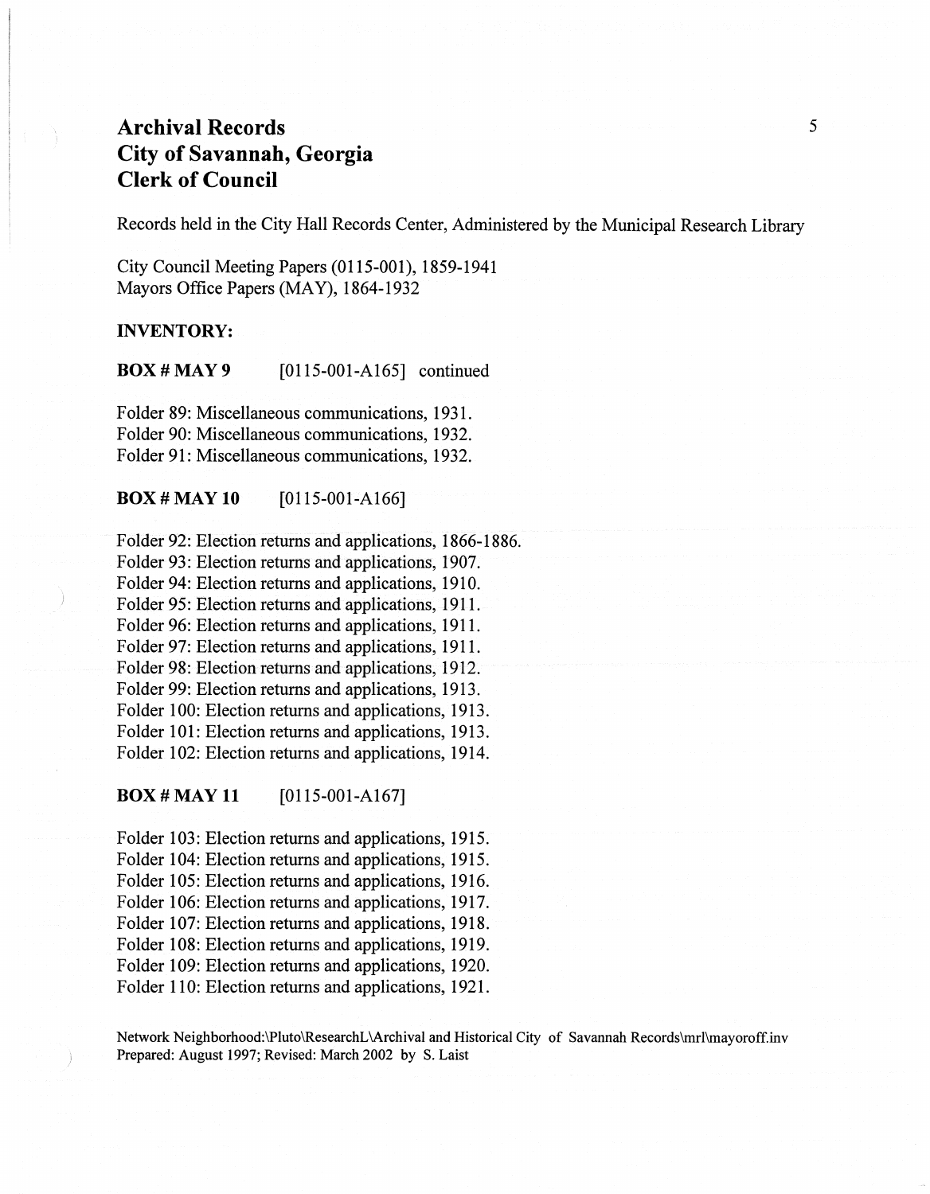# Archival Records
# City of Savannah, Georgia
# Clerk of Council

Records held in the City Hall Records Center, Administered by the Municipal Research Library

City Council Meeting Papers (0115-001), 1859-1941
Mayors Office Papers (MAY), 1864-1932

**INVENTORY:**

**BOX # MAY 9** [0115-001-A165] continued

Folder 89: Miscellaneous communications, 1931.
Folder 90: Miscellaneous communications, 1932.
Folder 91: Miscellaneous communications, 1932.

**BOX # MAY 10** [0115-001-A166]

Folder 92: Election returns and applications, 1866-1886.
Folder 93: Election returns and applications, 1907.
Folder 94: Election returns and applications, 1910.
Folder 95: Election returns and applications, 1911.
Folder 96: Election returns and applications, 1911.
Folder 97: Election returns and applications, 1911.
Folder 98: Election returns and applications, 1912.
Folder 99: Election returns and applications, 1913.
Folder 100: Election returns and applications, 1913.
Folder 101: Election returns and applications, 1913.
Folder 102: Election returns and applications, 1914.

**BOX # MAY 11** [0115-001-A167]

Folder 103: Election returns and applications, 1915.
Folder 104: Election returns and applications, 1915.
Folder 105: Election returns and applications, 1916.
Folder 106: Election returns and applications, 1917.
Folder 107: Election returns and applications, 1918.
Folder 108: Election returns and applications, 1919.
Folder 109: Election returns and applications, 1920.
Folder 110: Election returns and applications, 1921.

Network Neighborhood:\Pluto\ResearchL\Archival and Historical City of Savannah Records\mrl\mayoroff.inv
Prepared: August 1997; Revised: March 2002 by S. Laist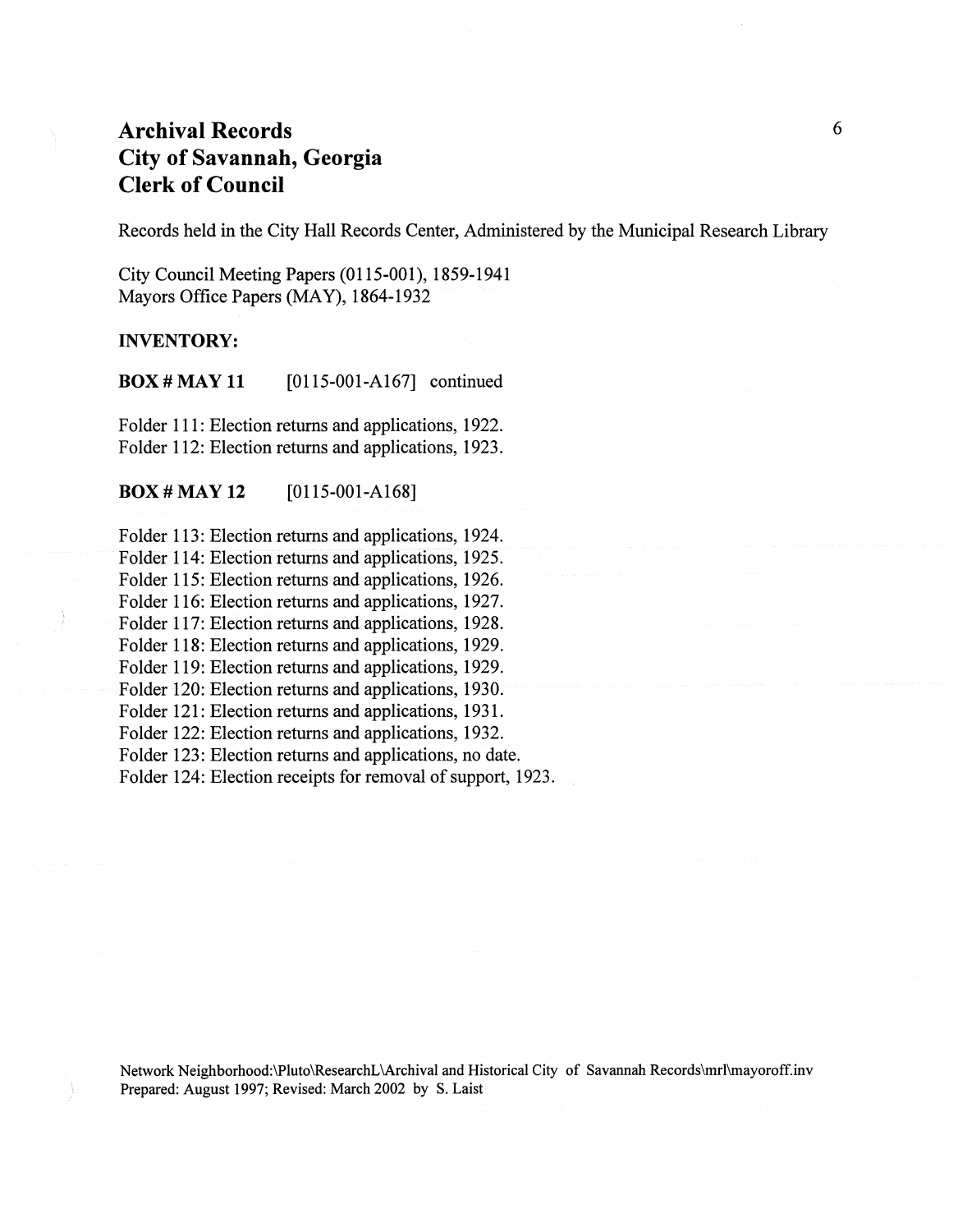# Archival Records
# City of Savannah, Georgia
# Clerk of Council

Records held in the City Hall Records Center, Administered by the Municipal Research Library

City Council Meeting Papers (0115-001), 1859-1941
Mayors Office Papers (MAY), 1864-1932

**INVENTORY:**

**BOX # MAY 11** [0115-001-A167] continued

Folder 111: Election returns and applications, 1922.
Folder 112: Election returns and applications, 1923.

**BOX # MAY 12** [0115-001-A168]

Folder 113: Election returns and applications, 1924.
Folder 114: Election returns and applications, 1925.
Folder 115: Election returns and applications, 1926.
Folder 116: Election returns and applications, 1927.
Folder 117: Election returns and applications, 1928.
Folder 118: Election returns and applications, 1929.
Folder 119: Election returns and applications, 1929.
Folder 120: Election returns and applications, 1930.
Folder 121: Election returns and applications, 1931.
Folder 122: Election returns and applications, 1932.
Folder 123: Election returns and applications, no date.
Folder 124: Election receipts for removal of support, 1923.

Network Neighborhood:\Pluto\ResearchL\Archival and Historical City of Savannah Records\mrl\mayoroff.inv
Prepared: August 1997; Revised: March 2002 by S. Laist